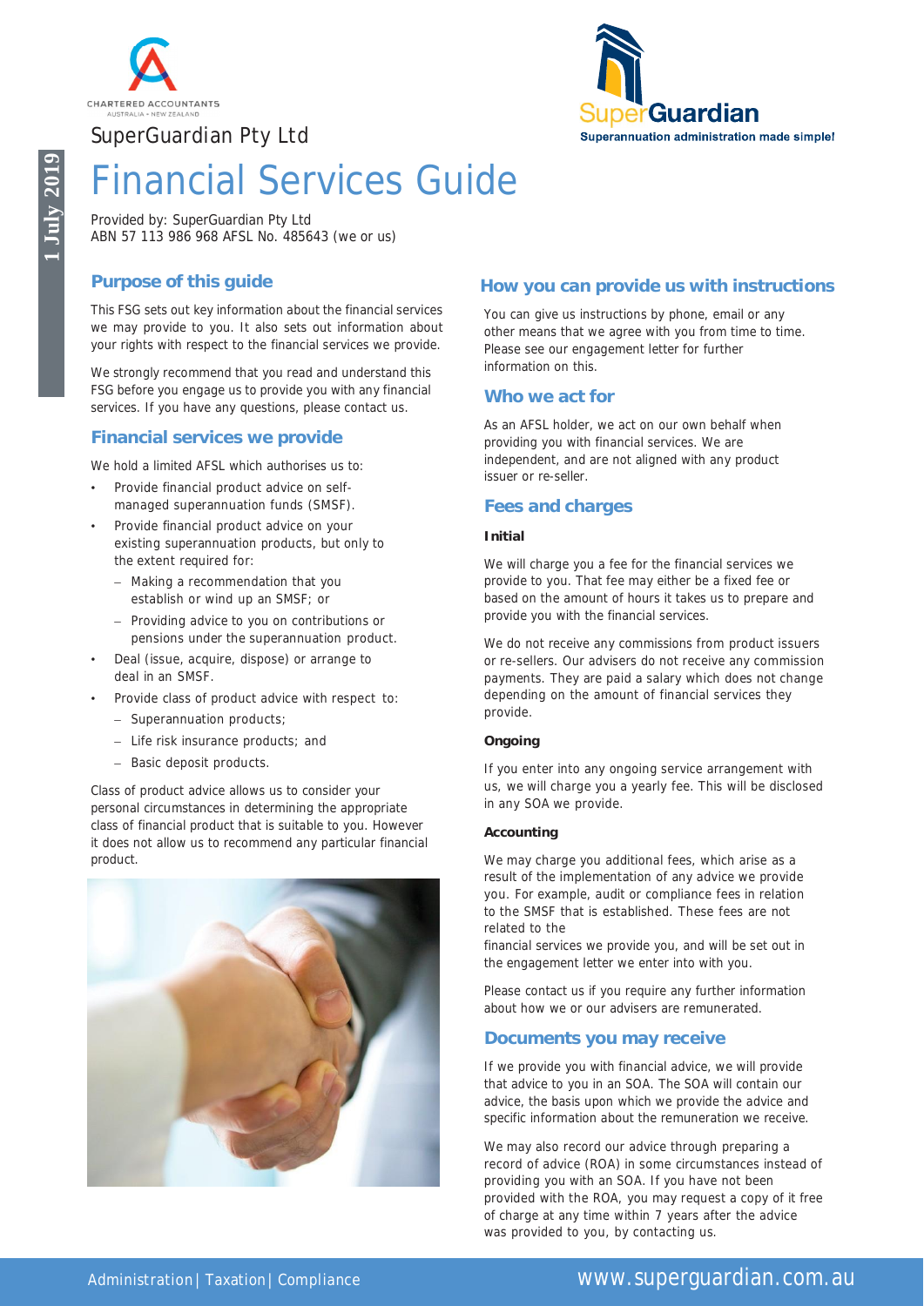SuperGuardian Pty Ltd

# Financial Services Guide

Provided by: SuperGuardian Pty Ltd
ABN 57 113 986 968 AFSL No. 485643 (we or us)

## Purpose of this guide

This FSG sets out key information about the financial services we may provide to you. It also sets out information about your rights with respect to the financial services we provide.

We strongly recommend that you read and understand this FSG before you engage us to provide you with any financial services. If you have any questions, please contact us.

## Financial services we provide

We hold a limited AFSL which authorises us to:

- Provide financial product advice on self-managed superannuation funds (SMSF).
- Provide financial product advice on your existing superannuation products, but only to the extent required for:
  - Making a recommendation that you establish or wind up an SMSF; or
  - Providing advice to you on contributions or pensions under the superannuation product.
- Deal (issue, acquire, dispose) or arrange to deal in an SMSF.
- Provide class of product advice with respect to:
  - Superannuation products;
  - Life risk insurance products; and
  - Basic deposit products.

Class of product advice allows us to consider your personal circumstances in determining the appropriate class of financial product that is suitable to you. However it does not allow us to recommend any particular financial product.

## How you can provide us with instructions

You can give us instructions by phone, email or any other means that we agree with you from time to time. Please see our engagement letter for further information on this.

## Who we act for

As an AFSL holder, we act on our own behalf when providing you with financial services. We are independent, and are not aligned with any product issuer or re-seller.

## Fees and charges

**Initial**

We will charge you a fee for the financial services we provide to you. That fee may either be a fixed fee or based on the amount of hours it takes us to prepare and provide you with the financial services.

We do not receive any commissions from product issuers or re-sellers. Our advisers do not receive any commission payments. They are paid a salary which does not change depending on the amount of financial services they provide.

**Ongoing**

If you enter into any ongoing service arrangement with us, we will charge you a yearly fee. This will be disclosed in any SOA we provide.

**Accounting**

We may charge you additional fees, which arise as a result of the implementation of any advice we provide you. For example, audit or compliance fees in relation to the SMSF that is established. These fees are not related to the financial services we provide you, and will be set out in the engagement letter we enter into with you.

Please contact us if you require any further information about how we or our advisers are remunerated.

## Documents you may receive

If we provide you with financial advice, we will provide that advice to you in an SOA. The SOA will contain our advice, the basis upon which we provide the advice and specific information about the remuneration we receive.

We may also record our advice through preparing a record of advice (ROA) in some circumstances instead of providing you with an SOA. If you have not been provided with the ROA, you may request a copy of it free of charge at any time within 7 years after the advice was provided to you, by contacting us.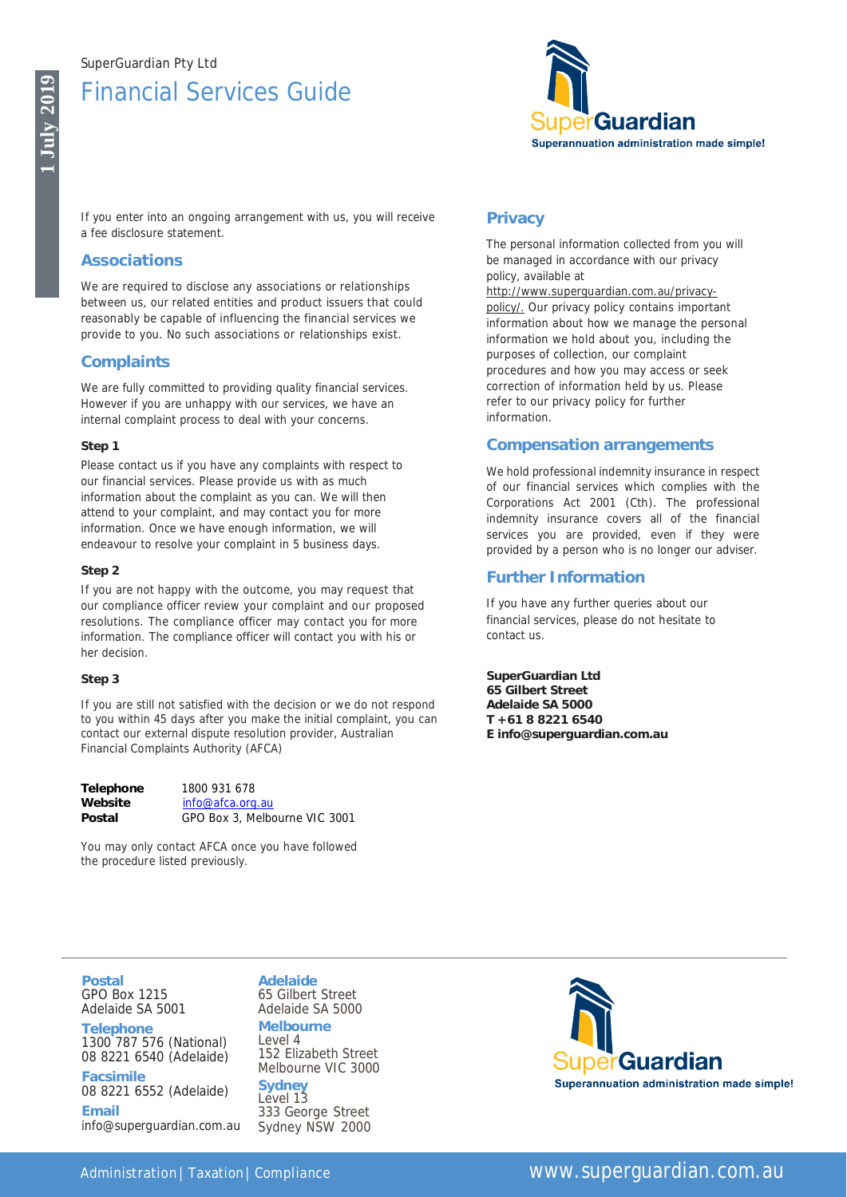SuperGuardian Pty Ltd

# Financial Services Guide

1 July 2019

If you enter into an ongoing arrangement with us, you will receive a fee disclosure statement.

## Associations

We are required to disclose any associations or relationships between us, our related entities and product issuers that could reasonably be capable of influencing the financial services we provide to you. No such associations or relationships exist.

## Complaints

We are fully committed to providing quality financial services. However if you are unhappy with our services, we have an internal complaint process to deal with your concerns.

**Step 1**

Please contact us if you have any complaints with respect to our financial services. Please provide us with as much information about the complaint as you can. We will then attend to your complaint, and may contact you for more information. Once we have enough information, we will endeavour to resolve your complaint in 5 business days.

**Step 2**

If you are not happy with the outcome, you may request that our compliance officer review your complaint and our proposed resolutions. The compliance officer may contact you for more information. The compliance officer will contact you with his or her decision.

**Step 3**

If you are still not satisfied with the decision or we do not respond to you within 45 days after you make the initial complaint, you can contact our external dispute resolution provider, Australian Financial Complaints Authority (AFCA)

| | |
|---|---|
| **Telephone** | 1800 931 678 |
| **Website** | info@afca.org.au |
| **Postal** | GPO Box 3, Melbourne VIC 3001 |

You may only contact AFCA once you have followed the procedure listed previously.

## Privacy

The personal information collected from you will be managed in accordance with our privacy policy, available at http://www.superguardian.com.au/privacy-policy/. Our privacy policy contains important information about how we manage the personal information we hold about you, including the purposes of collection, our complaint procedures and how you may access or seek correction of information held by us. Please refer to our privacy policy for further information.

## Compensation arrangements

We hold professional indemnity insurance in respect of our financial services which complies with the Corporations Act 2001 (Cth). The professional indemnity insurance covers all of the financial services you are provided, even if they were provided by a person who is no longer our adviser.

## Further Information

If you have any further queries about our financial services, please do not hesitate to contact us.

**SuperGuardian Ltd**
**65 Gilbert Street**
**Adelaide SA 5000**
**T +61 8 8221 6540**
**E info@superguardian.com.au**

**Postal**
GPO Box 1215
Adelaide SA 5001

**Telephone**
1300 787 576 (National)
08 8221 6540 (Adelaide)

**Facsimile**
08 8221 6552 (Adelaide)

**Email**
info@superguardian.com.au

**Adelaide**
65 Gilbert Street
Adelaide SA 5000

**Melbourne**
Level 4
152 Elizabeth Street
Melbourne VIC 3000

**Sydney**
Level 13
333 George Street
Sydney NSW 2000

SuperGuardian
Superannuation administration made simple!

Administration | Taxation | Compliance

www.superguardian.com.au